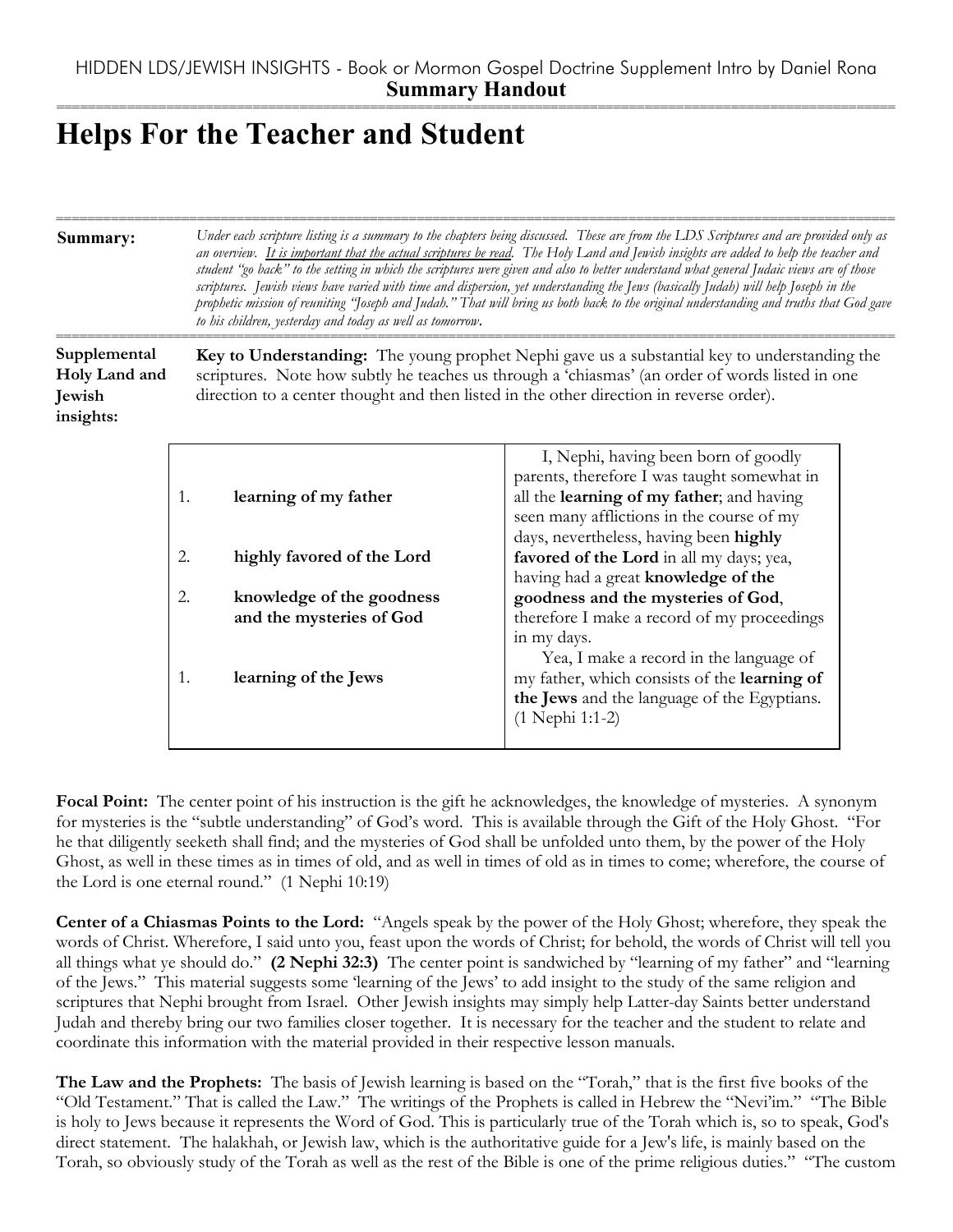HIDDEN LDS/JEWISH INSIGHTS - Book or Mormon Gospel Doctrine Supplement Intro by Daniel Rona

**Summary Handout**

# Helps For the Teacher and Student

**Summary:** *Under each scripture listing is a summary to the chapters being discussed. These are from the LDS Scriptures and are provided only as an overview. It is important that the actual scriptures be read. The Holy Land and Jewish insights are added to help the teacher and student "go back" to the setting in which the scriptures were given and also to better understand what general Judaic views are of those scriptures. Jewish views have varied with time and dispersion, yet understanding the Jews (basically Judah) will help Joseph in the prophetic mission of reuniting "Joseph and Judah." That will bring us both back to the original understanding and truths that God gave to his children, yesterday and today as well as tomorrow.*

**Supplemental Holy Land and Jewish insights:**

**Key to Understanding:** The young prophet Nephi gave us a substantial key to understanding the scriptures. Note how subtly he teaches us through a 'chiasmas' (an order of words listed in one direction to a center thought and then listed in the other direction in reverse order).

| | | |
|---|---|---|
| 1. | **learning of my father** | I, Nephi, having been born of goodly parents, therefore I was taught somewhat in all the **learning of my father**; and having seen many afflictions in the course of my days, nevertheless, having been **highly favored of the Lord** in all my days; yea, having had a great **knowledge of the goodness and the mysteries of God**, therefore I make a record of my proceedings in my days. |
| 2. | **highly favored of the Lord** | |
| 2. | **knowledge of the goodness and the mysteries of God** | |
| 1. | **learning of the Jews** | Yea, I make a record in the language of my father, which consists of the **learning of the Jews** and the language of the Egyptians. (1 Nephi 1:1-2) |

**Focal Point:** The center point of his instruction is the gift he acknowledges, the knowledge of mysteries. A synonym for mysteries is the "subtle understanding" of God's word. This is available through the Gift of the Holy Ghost. "For he that diligently seeketh shall find; and the mysteries of God shall be unfolded unto them, by the power of the Holy Ghost, as well in these times as in times of old, and as well in times of old as in times to come; wherefore, the course of the Lord is one eternal round." (1 Nephi 10:19)

**Center of a Chiasmas Points to the Lord:** "Angels speak by the power of the Holy Ghost; wherefore, they speak the words of Christ. Wherefore, I said unto you, feast upon the words of Christ; for behold, the words of Christ will tell you all things what ye should do." **(2 Nephi 32:3)** The center point is sandwiched by "learning of my father" and "learning of the Jews." This material suggests some 'learning of the Jews' to add insight to the study of the same religion and scriptures that Nephi brought from Israel. Other Jewish insights may simply help Latter-day Saints better understand Judah and thereby bring our two families closer together. It is necessary for the teacher and the student to relate and coordinate this information with the material provided in their respective lesson manuals.

**The Law and the Prophets:** The basis of Jewish learning is based on the "Torah," that is the first five books of the "Old Testament." That is called the Law." The writings of the Prophets is called in Hebrew the "Nevi'im." "The Bible is holy to Jews because it represents the Word of God. This is particularly true of the Torah which is, so to speak, God's direct statement. The halakhah, or Jewish law, which is the authoritative guide for a Jew's life, is mainly based on the Torah, so obviously study of the Torah as well as the rest of the Bible is one of the prime religious duties." "The custom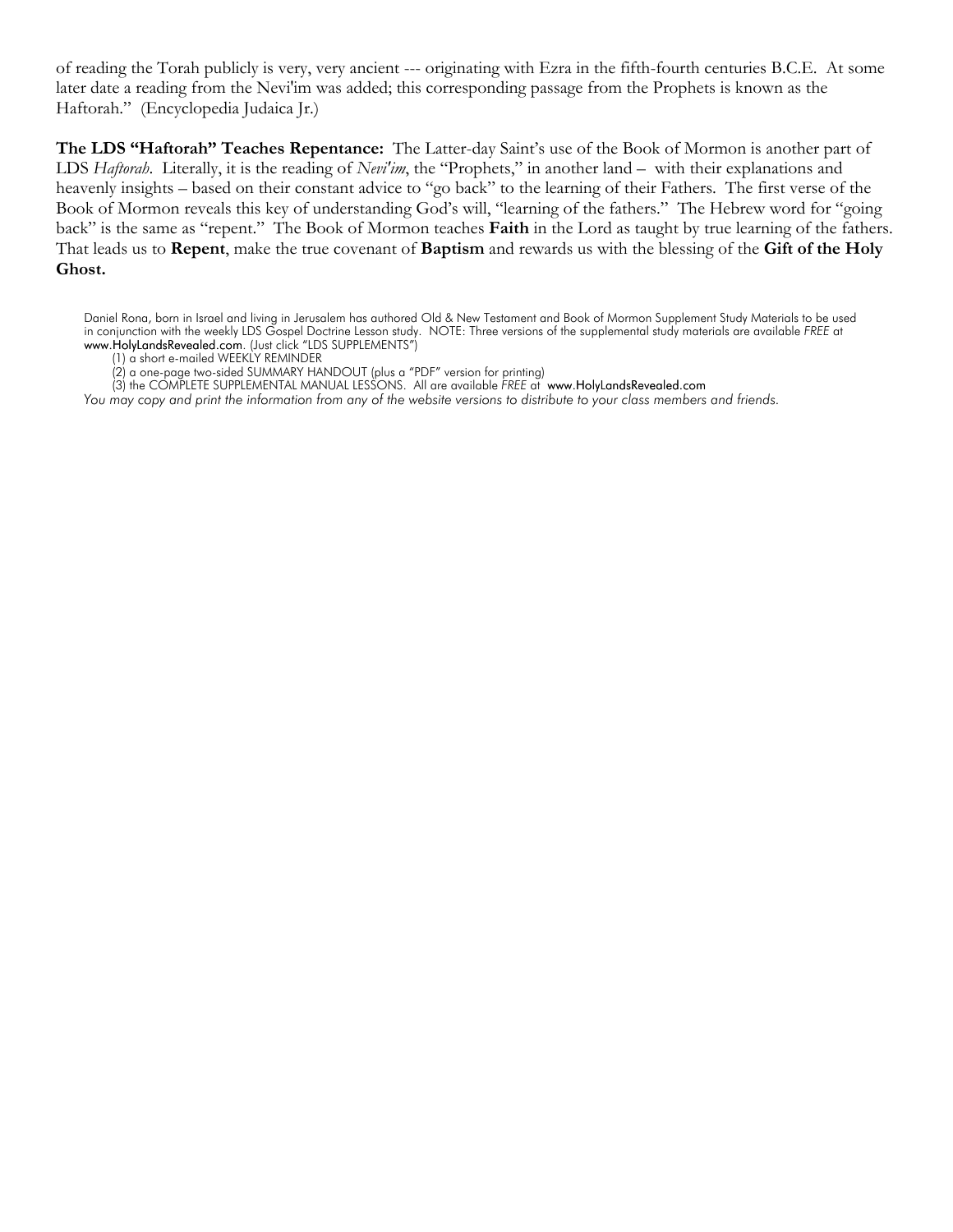of reading the Torah publicly is very, very ancient --- originating with Ezra in the fifth-fourth centuries B.C.E. At some later date a reading from the Nevi'im was added; this corresponding passage from the Prophets is known as the Haftorah." (Encyclopedia Judaica Jr.)

**The LDS "Haftorah" Teaches Repentance:** The Latter-day Saint's use of the Book of Mormon is another part of LDS *Haftorah*. Literally, it is the reading of *Nevi'im*, the "Prophets," in another land – with their explanations and heavenly insights – based on their constant advice to "go back" to the learning of their Fathers. The first verse of the Book of Mormon reveals this key of understanding God's will, "learning of the fathers." The Hebrew word for "going back" is the same as "repent." The Book of Mormon teaches **Faith** in the Lord as taught by true learning of the fathers. That leads us to **Repent**, make the true covenant of **Baptism** and rewards us with the blessing of the **Gift of the Holy Ghost.**

Daniel Rona, born in Israel and living in Jerusalem has authored Old & New Testament and Book of Mormon Supplement Study Materials to be used in conjunction with the weekly LDS Gospel Doctrine Lesson study. NOTE: Three versions of the supplemental study materials are available *FREE* at www.HolyLandsRevealed.com. (Just click "LDS SUPPLEMENTS")

(1) a short e-mailed WEEKLY REMINDER
(2) a one-page two-sided SUMMARY HANDOUT (plus a "PDF" version for printing)
(3) the COMPLETE SUPPLEMENTAL MANUAL LESSONS. All are available *FREE* at www.HolyLandsRevealed.com

*You may copy and print the information from any of the website versions to distribute to your class members and friends.*